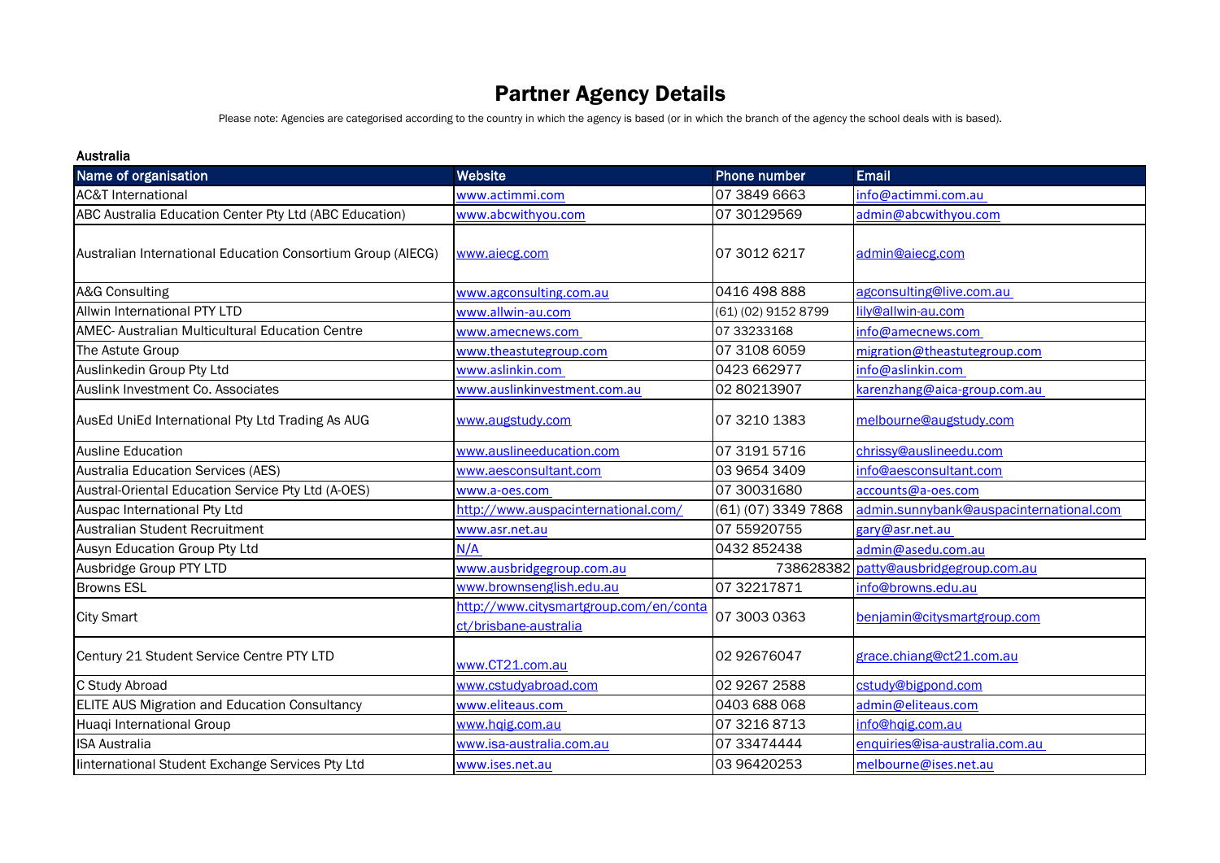# Partner Agency Details

Please note: Agencies are categorised according to the country in which the agency is based (or in which the branch of the agency the school deals with is based).

**Australia**

| Name of organisation | Website | Phone number | Email |
|---|---|---|---|
| AC&T International | www.actimmi.com | 07 3849 6663 | info@actimmi.com.au |
| ABC Australia Education Center Pty Ltd (ABC Education) | www.abcwithyou.com | 07 30129569 | admin@abcwithyou.com |
| Australian International Education Consortium Group (AIECG) | www.aiecg.com | 07 3012 6217 | admin@aiecg.com |
| A&G Consulting | www.agconsulting.com.au | 0416 498 888 | agconsulting@live.com.au |
| Allwin International PTY LTD | www.allwin-au.com | (61) (02) 9152 8799 | lily@allwin-au.com |
| AMEC- Australian Multicultural Education Centre | www.amecnews.com | 07 33233168 | info@amecnews.com |
| The Astute Group | www.theastutegroup.com | 07 3108 6059 | migration@theastutegroup.com |
| Auslinkedin Group Pty Ltd | www.aslinkin.com | 0423 662977 | info@aslinkin.com |
| Auslink Investment Co. Associates | www.auslinkinvestment.com.au | 02 80213907 | karenzhang@aica-group.com.au |
| AusEd UniEd International Pty Ltd Trading As AUG | www.augstudy.com | 07 3210 1383 | melbourne@augstudy.com |
| Ausline Education | www.auslineeducation.com | 07 3191 5716 | chrissy@auslineedu.com |
| Australia Education Services (AES) | www.aesconsultant.com | 03 9654 3409 | info@aesconsultant.com |
| Austral-Oriental Education Service Pty Ltd (A-OES) | www.a-oes.com | 07 30031680 | accounts@a-oes.com |
| Auspac International Pty Ltd | http://www.auspacinternational.com/ | (61) (07) 3349 7868 | admin.sunnybank@auspacinternational.com |
| Australian Student Recruitment | www.asr.net.au | 07 55920755 | gary@asr.net.au |
| Ausyn Education Group Pty Ltd | N/A | 0432 852438 | admin@asedu.com.au |
| Ausbridge Group PTY LTD | www.ausbridgegroup.com.au | 738628382 | patty@ausbridgegroup.com.au |
| Browns ESL | www.brownsenglish.edu.au | 07 32217871 | info@browns.edu.au |
| City Smart | http://www.citysmartgroup.com/en/contact/brisbane-australia | 07 3003 0363 | benjamin@citysmartgroup.com |
| Century 21 Student Service Centre PTY LTD | www.CT21.com.au | 02 92676047 | grace.chiang@ct21.com.au |
| C Study Abroad | www.cstudyabroad.com | 02 9267 2588 | cstudy@bigpond.com |
| ELITE AUS Migration and Education Consultancy | www.eliteaus.com | 0403 688 068 | admin@eliteaus.com |
| Huaqi International Group | www.hqig.com.au | 07 3216 8713 | info@hqig.com.au |
| ISA Australia | www.isa-australia.com.au | 07 33474444 | enquiries@isa-australia.com.au |
| Iinternational Student Exchange Services Pty Ltd | www.ises.net.au | 03 96420253 | melbourne@ises.net.au |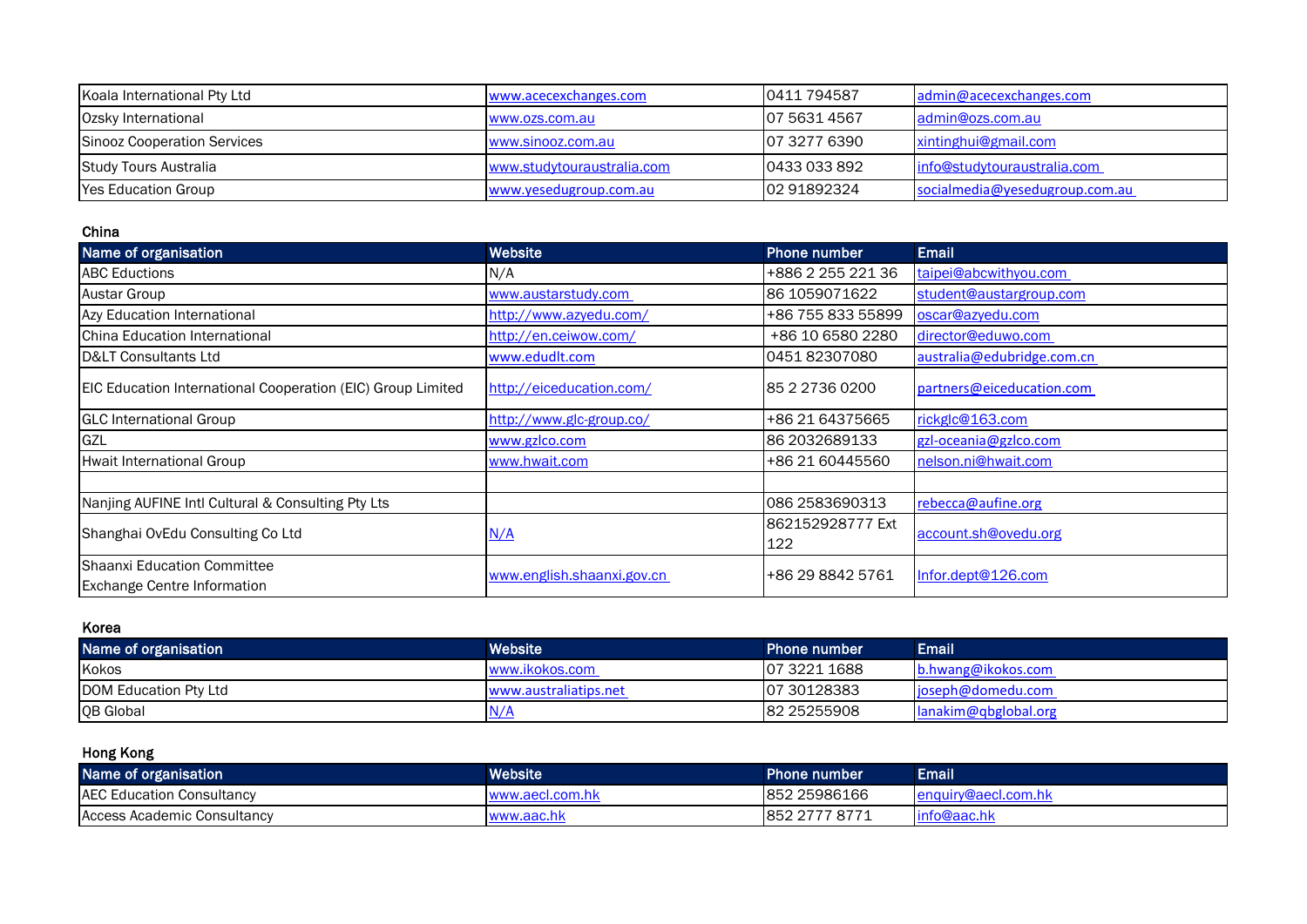| | | | |
|---|---|---|---|
| Koala International Pty Ltd | www.acecexchanges.com | 0411 794587 | admin@acecexchanges.com |
| Ozsky International | www.ozs.com.au | 07 5631 4567 | admin@ozs.com.au |
| Sinooz Cooperation Services | www.sinooz.com.au | 07 3277 6390 | xintinghui@gmail.com |
| Study Tours Australia | www.studytouraustralia.com | 0433 033 892 | info@studytouraustralia.com |
| Yes Education Group | www.yesedugroup.com.au | 02 91892324 | socialmedia@yesedugroup.com.au |

### China

| Name of organisation | Website | Phone number | Email |
|---|---|---|---|
| ABC Eductions | N/A | +886 2 255 221 36 | taipei@abcwithyou.com |
| Austar Group | www.austarstudy.com | 86 1059071622 | student@austargroup.com |
| Azy Education International | http://www.azyedu.com/ | +86 755 833 55899 | oscar@azyedu.com |
| China Education International | http://en.ceiwow.com/ | +86 10 6580 2280 | director@eduwo.com |
| D&LT Consultants Ltd | www.edudlt.com | 0451 82307080 | australia@edubridge.com.cn |
| EIC Education International Cooperation (EIC) Group Limited | http://eiceducation.com/ | 85 2 2736 0200 | partners@eiceducation.com |
| GLC International Group | http://www.glc-group.co/ | +86 21 64375665 | rickglc@163.com |
| GZL | www.gzlco.com | 86 2032689133 | gzl-oceania@gzlco.com |
| Hwait International Group | www.hwait.com | +86 21 60445560 | nelson.ni@hwait.com |
| | | | |
| Nanjing AUFINE Intl Cultural & Consulting Pty Lts | | 086 2583690313 | rebecca@aufine.org |
| Shanghai OvEdu Consulting Co Ltd | N/A | 862152928777 Ext 122 | account.sh@ovedu.org |
| Shaanxi Education Committee Exchange Centre Information | www.english.shaanxi.gov.cn | +86 29 8842 5761 | Infor.dept@126.com |

### Korea

| Name of organisation | Website | Phone number | Email |
|---|---|---|---|
| Kokos | www.ikokos.com | 07 3221 1688 | b.hwang@ikokos.com |
| DOM Education Pty Ltd | www.australiatips.net | 07 30128383 | joseph@domedu.com |
| QB Global | N/A | 82 25255908 | lanakim@qbglobal.org |

### Hong Kong

| Name of organisation | Website | Phone number | Email |
|---|---|---|---|
| AEC Education Consultancy | www.aecl.com.hk | 852 25986166 | enquiry@aecl.com.hk |
| Access Academic Consultancy | www.aac.hk | 852 2777 8771 | info@aac.hk |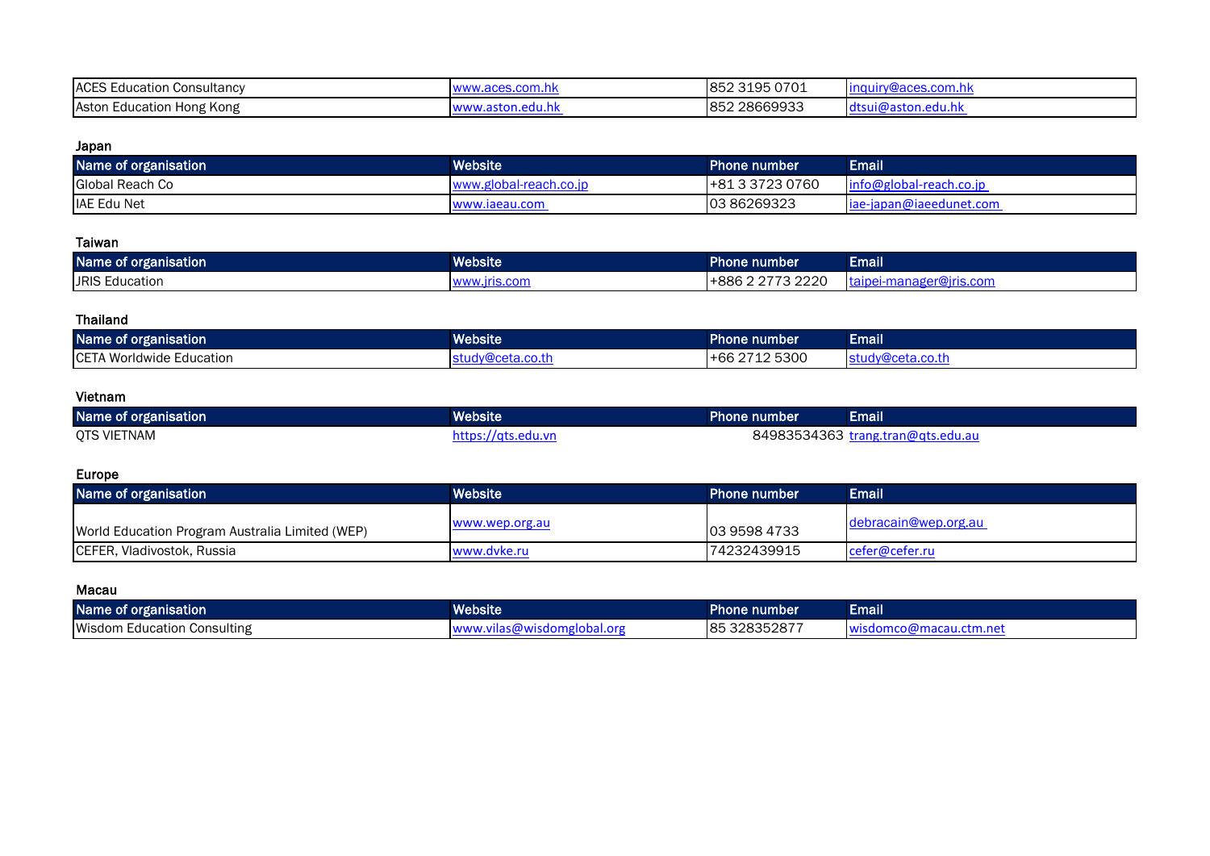| | | | |
|---|---|---|---|
| ACES Education Consultancy | www.aces.com.hk | 852 3195 0701 | inquiry@aces.com.hk |
| Aston Education Hong Kong | www.aston.edu.hk | 852 28669933 | dtsui@aston.edu.hk |

**Japan**

| Name of organisation | Website | Phone number | Email |
|---|---|---|---|
| Global Reach Co | www.global-reach.co.jp | +81 3 3723 0760 | info@global-reach.co.jp |
| IAE Edu Net | www.iaeau.com | 03 86269323 | iae-japan@iaeedunet.com |

**Taiwan**

| Name of organisation | Website | Phone number | Email |
|---|---|---|---|
| JRIS Education | www.jris.com | +886 2 2773 2220 | taipei-manager@jris.com |

**Thailand**

| Name of organisation | Website | Phone number | Email |
|---|---|---|---|
| CETA Worldwide Education | study@ceta.co.th | +66 2712 5300 | study@ceta.co.th |

**Vietnam**

| Name of organisation | Website | Phone number | Email |
|---|---|---|---|
| QTS VIETNAM | https://qts.edu.vn | 84983534363 | trang.tran@qts.edu.au |

**Europe**

| Name of organisation | Website | Phone number | Email |
|---|---|---|---|
| World Education Program Australia Limited (WEP) | www.wep.org.au | 03 9598 4733 | debracain@wep.org.au |
| CEFER, Vladivostok, Russia | www.dvke.ru | 74232439915 | cefer@cefer.ru |

**Macau**

| Name of organisation | Website | Phone number | Email |
|---|---|---|---|
| Wisdom Education Consulting | www.vilas@wisdomglobal.org | 85 328352877 | wisdomco@macau.ctm.net |